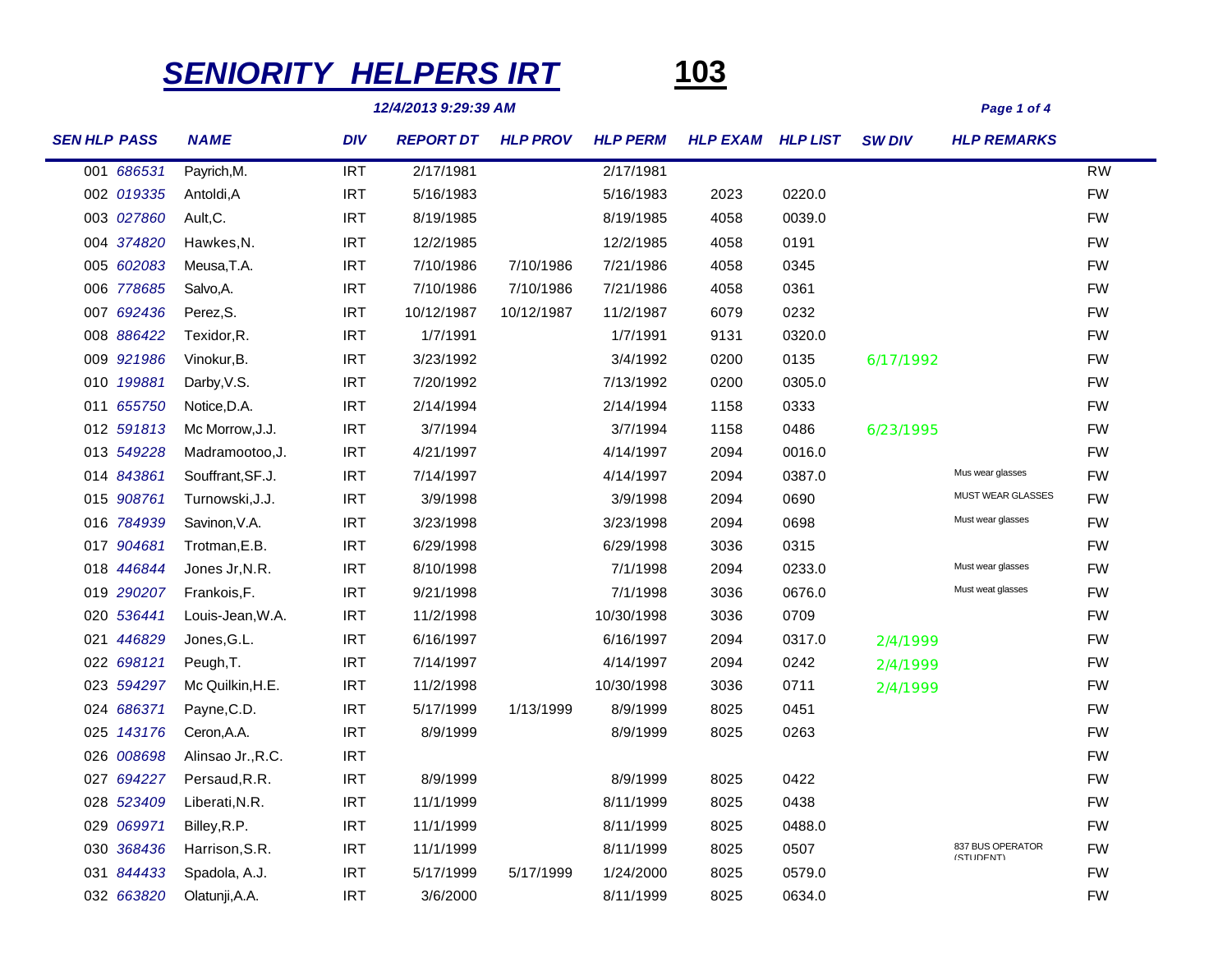# SENIORITY HELPERS IRT

**103**

*12/4/2013 9:29:39 AM*

| SEN | HLP PASS | NAME | DIV | REPORT DT | HLP PROV | HLP PERM | HLP EXAM | HLP LIST | SW DIV | HLP REMARKS | |
|---|---|---|---|---|---|---|---|---|---|---|---|
| 001 | 686531 | Payrich,M. | IRT | 2/17/1981 | | 2/17/1981 | | | | | RW |
| 002 | 019335 | Antoldi,A | IRT | 5/16/1983 | | 5/16/1983 | 2023 | 0220.0 | | | FW |
| 003 | 027860 | Ault,C. | IRT | 8/19/1985 | | 8/19/1985 | 4058 | 0039.0 | | | FW |
| 004 | 374820 | Hawkes,N. | IRT | 12/2/1985 | | 12/2/1985 | 4058 | 0191 | | | FW |
| 005 | 602083 | Meusa,T.A. | IRT | 7/10/1986 | 7/10/1986 | 7/21/1986 | 4058 | 0345 | | | FW |
| 006 | 778685 | Salvo,A. | IRT | 7/10/1986 | 7/10/1986 | 7/21/1986 | 4058 | 0361 | | | FW |
| 007 | 692436 | Perez,S. | IRT | 10/12/1987 | 10/12/1987 | 11/2/1987 | 6079 | 0232 | | | FW |
| 008 | 886422 | Texidor,R. | IRT | 1/7/1991 | | 1/7/1991 | 9131 | 0320.0 | | | FW |
| 009 | 921986 | Vinokur,B. | IRT | 3/23/1992 | | 3/4/1992 | 0200 | 0135 | 6/17/1992 | | FW |
| 010 | 199881 | Darby,V.S. | IRT | 7/20/1992 | | 7/13/1992 | 0200 | 0305.0 | | | FW |
| 011 | 655750 | Notice,D.A. | IRT | 2/14/1994 | | 2/14/1994 | 1158 | 0333 | | | FW |
| 012 | 591813 | Mc Morrow,J.J. | IRT | 3/7/1994 | | 3/7/1994 | 1158 | 0486 | 6/23/1995 | | FW |
| 013 | 549228 | Madramootoo,J. | IRT | 4/21/1997 | | 4/14/1997 | 2094 | 0016.0 | | | FW |
| 014 | 843861 | Souffrant,SF.J. | IRT | 7/14/1997 | | 4/14/1997 | 2094 | 0387.0 | | Mus wear glasses | FW |
| 015 | 908761 | Turnowski,J.J. | IRT | 3/9/1998 | | 3/9/1998 | 2094 | 0690 | | MUST WEAR GLASSES | FW |
| 016 | 784939 | Savinon,V.A. | IRT | 3/23/1998 | | 3/23/1998 | 2094 | 0698 | | Must wear glasses | FW |
| 017 | 904681 | Trotman,E.B. | IRT | 6/29/1998 | | 6/29/1998 | 3036 | 0315 | | | FW |
| 018 | 446844 | Jones Jr,N.R. | IRT | 8/10/1998 | | 7/1/1998 | 2094 | 0233.0 | | Must wear glasses | FW |
| 019 | 290207 | Frankois,F. | IRT | 9/21/1998 | | 7/1/1998 | 3036 | 0676.0 | | Must weat glasses | FW |
| 020 | 536441 | Louis-Jean,W.A. | IRT | 11/2/1998 | | 10/30/1998 | 3036 | 0709 | | | FW |
| 021 | 446829 | Jones,G.L. | IRT | 6/16/1997 | | 6/16/1997 | 2094 | 0317.0 | 2/4/1999 | | FW |
| 022 | 698121 | Peugh,T. | IRT | 7/14/1997 | | 4/14/1997 | 2094 | 0242 | 2/4/1999 | | FW |
| 023 | 594297 | Mc Quilkin,H.E. | IRT | 11/2/1998 | | 10/30/1998 | 3036 | 0711 | 2/4/1999 | | FW |
| 024 | 686371 | Payne,C.D. | IRT | 5/17/1999 | 1/13/1999 | 8/9/1999 | 8025 | 0451 | | | FW |
| 025 | 143176 | Ceron,A.A. | IRT | 8/9/1999 | | 8/9/1999 | 8025 | 0263 | | | FW |
| 026 | 008698 | Alinsao Jr.,R.C. | IRT | | | | | | | | FW |
| 027 | 694227 | Persaud,R.R. | IRT | 8/9/1999 | | 8/9/1999 | 8025 | 0422 | | | FW |
| 028 | 523409 | Liberati,N.R. | IRT | 11/1/1999 | | 8/11/1999 | 8025 | 0438 | | | FW |
| 029 | 069971 | Billey,R.P. | IRT | 11/1/1999 | | 8/11/1999 | 8025 | 0488.0 | | | FW |
| 030 | 368436 | Harrison,S.R. | IRT | 11/1/1999 | | 8/11/1999 | 8025 | 0507 | | 837 BUS OPERATOR (STUDENT) | FW |
| 031 | 844433 | Spadola, A.J. | IRT | 5/17/1999 | 5/17/1999 | 1/24/2000 | 8025 | 0579.0 | | | FW |
| 032 | 663820 | Olatunji,A.A. | IRT | 3/6/2000 | | 8/11/1999 | 8025 | 0634.0 | | | FW |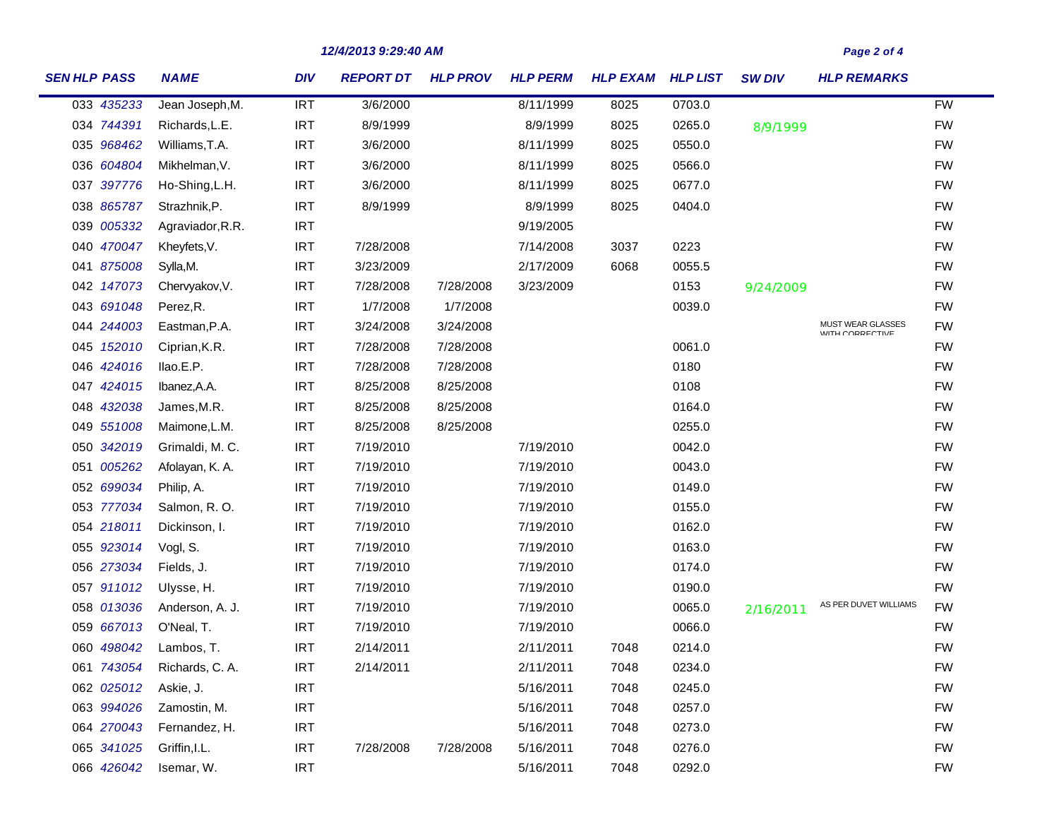| SEN | HLP PASS | NAME | DIV | REPORT DT | HLP PROV | HLP PERM | HLP EXAM | HLP LIST | SW DIV | HLP REMARKS | |
|---|---|---|---|---|---|---|---|---|---|---|---|
| 033 | 435233 | Jean Joseph,M. | IRT | 3/6/2000 | | 8/11/1999 | 8025 | 0703.0 | | | FW |
| 034 | 744391 | Richards,L.E. | IRT | 8/9/1999 | | 8/9/1999 | 8025 | 0265.0 | 8/9/1999 | | FW |
| 035 | 968462 | Williams,T.A. | IRT | 3/6/2000 | | 8/11/1999 | 8025 | 0550.0 | | | FW |
| 036 | 604804 | Mikhelman,V. | IRT | 3/6/2000 | | 8/11/1999 | 8025 | 0566.0 | | | FW |
| 037 | 397776 | Ho-Shing,L.H. | IRT | 3/6/2000 | | 8/11/1999 | 8025 | 0677.0 | | | FW |
| 038 | 865787 | Strazhnik,P. | IRT | 8/9/1999 | | 8/9/1999 | 8025 | 0404.0 | | | FW |
| 039 | 005332 | Agraviador,R.R. | IRT | | | 9/19/2005 | | | | | FW |
| 040 | 470047 | Kheyfets,V. | IRT | 7/28/2008 | | 7/14/2008 | 3037 | 0223 | | | FW |
| 041 | 875008 | Sylla,M. | IRT | 3/23/2009 | | 2/17/2009 | 6068 | 0055.5 | | | FW |
| 042 | 147073 | Chervyakov,V. | IRT | 7/28/2008 | 7/28/2008 | 3/23/2009 | | 0153 | 9/24/2009 | | FW |
| 043 | 691048 | Perez,R. | IRT | 1/7/2008 | 1/7/2008 | | | 0039.0 | | | FW |
| 044 | 244003 | Eastman,P.A. | IRT | 3/24/2008 | 3/24/2008 | | | | | MUST WEAR GLASSES WITH CORRECTIVE | FW |
| 045 | 152010 | Ciprian,K.R. | IRT | 7/28/2008 | 7/28/2008 | | | 0061.0 | | | FW |
| 046 | 424016 | Ilao.E.P. | IRT | 7/28/2008 | 7/28/2008 | | | 0180 | | | FW |
| 047 | 424015 | Ibanez,A.A. | IRT | 8/25/2008 | 8/25/2008 | | | 0108 | | | FW |
| 048 | 432038 | James,M.R. | IRT | 8/25/2008 | 8/25/2008 | | | 0164.0 | | | FW |
| 049 | 551008 | Maimone,L.M. | IRT | 8/25/2008 | 8/25/2008 | | | 0255.0 | | | FW |
| 050 | 342019 | Grimaldi, M. C. | IRT | 7/19/2010 | | 7/19/2010 | | 0042.0 | | | FW |
| 051 | 005262 | Afolayan, K. A. | IRT | 7/19/2010 | | 7/19/2010 | | 0043.0 | | | FW |
| 052 | 699034 | Philip, A. | IRT | 7/19/2010 | | 7/19/2010 | | 0149.0 | | | FW |
| 053 | 777034 | Salmon, R. O. | IRT | 7/19/2010 | | 7/19/2010 | | 0155.0 | | | FW |
| 054 | 218011 | Dickinson, I. | IRT | 7/19/2010 | | 7/19/2010 | | 0162.0 | | | FW |
| 055 | 923014 | Vogl, S. | IRT | 7/19/2010 | | 7/19/2010 | | 0163.0 | | | FW |
| 056 | 273034 | Fields, J. | IRT | 7/19/2010 | | 7/19/2010 | | 0174.0 | | | FW |
| 057 | 911012 | Ulysse, H. | IRT | 7/19/2010 | | 7/19/2010 | | 0190.0 | | | FW |
| 058 | 013036 | Anderson, A. J. | IRT | 7/19/2010 | | 7/19/2010 | | 0065.0 | 2/16/2011 | AS PER DUVET WILLIAMS | FW |
| 059 | 667013 | O'Neal, T. | IRT | 7/19/2010 | | 7/19/2010 | | 0066.0 | | | FW |
| 060 | 498042 | Lambos, T. | IRT | 2/14/2011 | | 2/11/2011 | 7048 | 0214.0 | | | FW |
| 061 | 743054 | Richards, C. A. | IRT | 2/14/2011 | | 2/11/2011 | 7048 | 0234.0 | | | FW |
| 062 | 025012 | Askie, J. | IRT | | | 5/16/2011 | 7048 | 0245.0 | | | FW |
| 063 | 994026 | Zamostin, M. | IRT | | | 5/16/2011 | 7048 | 0257.0 | | | FW |
| 064 | 270043 | Fernandez, H. | IRT | | | 5/16/2011 | 7048 | 0273.0 | | | FW |
| 065 | 341025 | Griffin,I.L. | IRT | 7/28/2008 | 7/28/2008 | 5/16/2011 | 7048 | 0276.0 | | | FW |
| 066 | 426042 | Isemar, W. | IRT | | | 5/16/2011 | 7048 | 0292.0 | | | FW |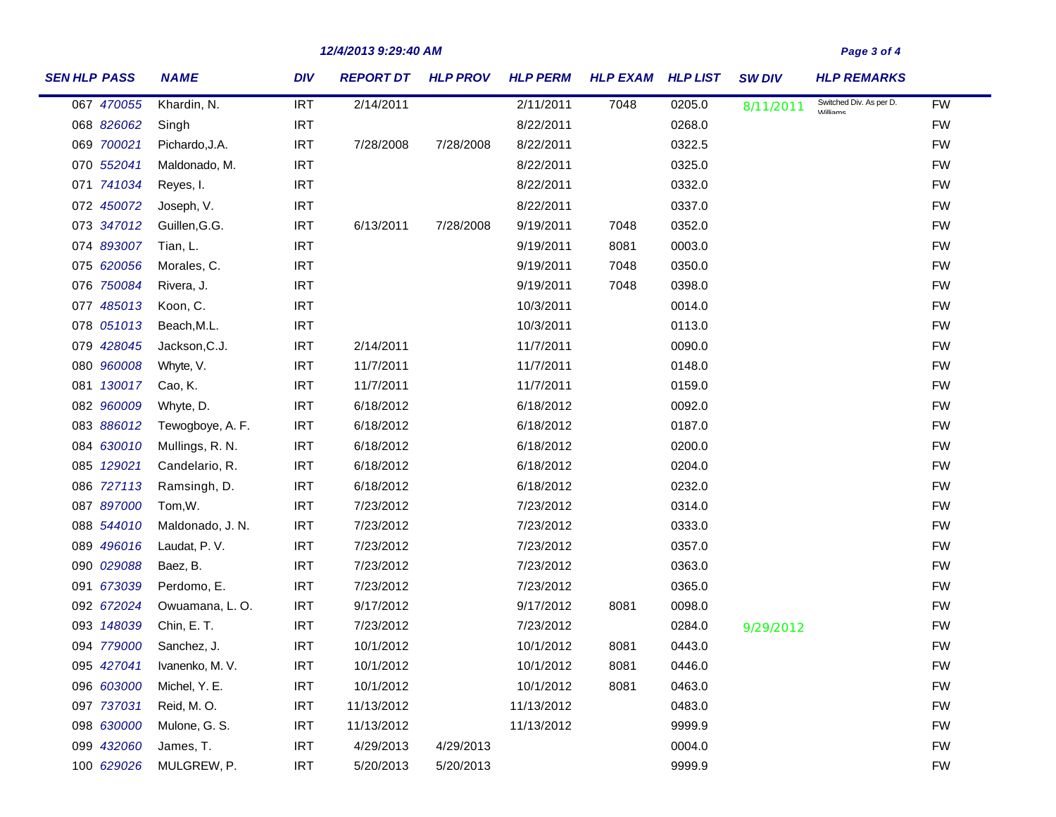| SEN | HLP PASS | NAME | DIV | REPORT DT | HLP PROV | HLP PERM | HLP EXAM | HLP LIST | SW DIV | HLP REMARKS | |
|---|---|---|---|---|---|---|---|---|---|---|---|
| 067 | 470055 | Khardin, N. | IRT | 2/14/2011 | | 2/11/2011 | 7048 | 0205.0 | 8/11/2011 | Switched Div. As per D. Williams | FW |
| 068 | 826062 | Singh | IRT | | | 8/22/2011 | | 0268.0 | | | FW |
| 069 | 700021 | Pichardo,J.A. | IRT | 7/28/2008 | 7/28/2008 | 8/22/2011 | | 0322.5 | | | FW |
| 070 | 552041 | Maldonado, M. | IRT | | | 8/22/2011 | | 0325.0 | | | FW |
| 071 | 741034 | Reyes, I. | IRT | | | 8/22/2011 | | 0332.0 | | | FW |
| 072 | 450072 | Joseph, V. | IRT | | | 8/22/2011 | | 0337.0 | | | FW |
| 073 | 347012 | Guillen,G.G. | IRT | 6/13/2011 | 7/28/2008 | 9/19/2011 | 7048 | 0352.0 | | | FW |
| 074 | 893007 | Tian, L. | IRT | | | 9/19/2011 | 8081 | 0003.0 | | | FW |
| 075 | 620056 | Morales, C. | IRT | | | 9/19/2011 | 7048 | 0350.0 | | | FW |
| 076 | 750084 | Rivera, J. | IRT | | | 9/19/2011 | 7048 | 0398.0 | | | FW |
| 077 | 485013 | Koon, C. | IRT | | | 10/3/2011 | | 0014.0 | | | FW |
| 078 | 051013 | Beach,M.L. | IRT | | | 10/3/2011 | | 0113.0 | | | FW |
| 079 | 428045 | Jackson,C.J. | IRT | 2/14/2011 | | 11/7/2011 | | 0090.0 | | | FW |
| 080 | 960008 | Whyte, V. | IRT | 11/7/2011 | | 11/7/2011 | | 0148.0 | | | FW |
| 081 | 130017 | Cao, K. | IRT | 11/7/2011 | | 11/7/2011 | | 0159.0 | | | FW |
| 082 | 960009 | Whyte, D. | IRT | 6/18/2012 | | 6/18/2012 | | 0092.0 | | | FW |
| 083 | 886012 | Tewogboye, A. F. | IRT | 6/18/2012 | | 6/18/2012 | | 0187.0 | | | FW |
| 084 | 630010 | Mullings, R. N. | IRT | 6/18/2012 | | 6/18/2012 | | 0200.0 | | | FW |
| 085 | 129021 | Candelario, R. | IRT | 6/18/2012 | | 6/18/2012 | | 0204.0 | | | FW |
| 086 | 727113 | Ramsingh, D. | IRT | 6/18/2012 | | 6/18/2012 | | 0232.0 | | | FW |
| 087 | 897000 | Tom,W. | IRT | 7/23/2012 | | 7/23/2012 | | 0314.0 | | | FW |
| 088 | 544010 | Maldonado, J. N. | IRT | 7/23/2012 | | 7/23/2012 | | 0333.0 | | | FW |
| 089 | 496016 | Laudat, P. V. | IRT | 7/23/2012 | | 7/23/2012 | | 0357.0 | | | FW |
| 090 | 029088 | Baez, B. | IRT | 7/23/2012 | | 7/23/2012 | | 0363.0 | | | FW |
| 091 | 673039 | Perdomo, E. | IRT | 7/23/2012 | | 7/23/2012 | | 0365.0 | | | FW |
| 092 | 672024 | Owuamana, L. O. | IRT | 9/17/2012 | | 9/17/2012 | 8081 | 0098.0 | | | FW |
| 093 | 148039 | Chin, E. T. | IRT | 7/23/2012 | | 7/23/2012 | | 0284.0 | 9/29/2012 | | FW |
| 094 | 779000 | Sanchez, J. | IRT | 10/1/2012 | | 10/1/2012 | 8081 | 0443.0 | | | FW |
| 095 | 427041 | Ivanenko, M. V. | IRT | 10/1/2012 | | 10/1/2012 | 8081 | 0446.0 | | | FW |
| 096 | 603000 | Michel, Y. E. | IRT | 10/1/2012 | | 10/1/2012 | 8081 | 0463.0 | | | FW |
| 097 | 737031 | Reid, M. O. | IRT | 11/13/2012 | | 11/13/2012 | | 0483.0 | | | FW |
| 098 | 630000 | Mulone, G. S. | IRT | 11/13/2012 | | 11/13/2012 | | 9999.9 | | | FW |
| 099 | 432060 | James, T. | IRT | 4/29/2013 | 4/29/2013 | | | 0004.0 | | | FW |
| 100 | 629026 | MULGREW, P. | IRT | 5/20/2013 | 5/20/2013 | | | 9999.9 | | | FW |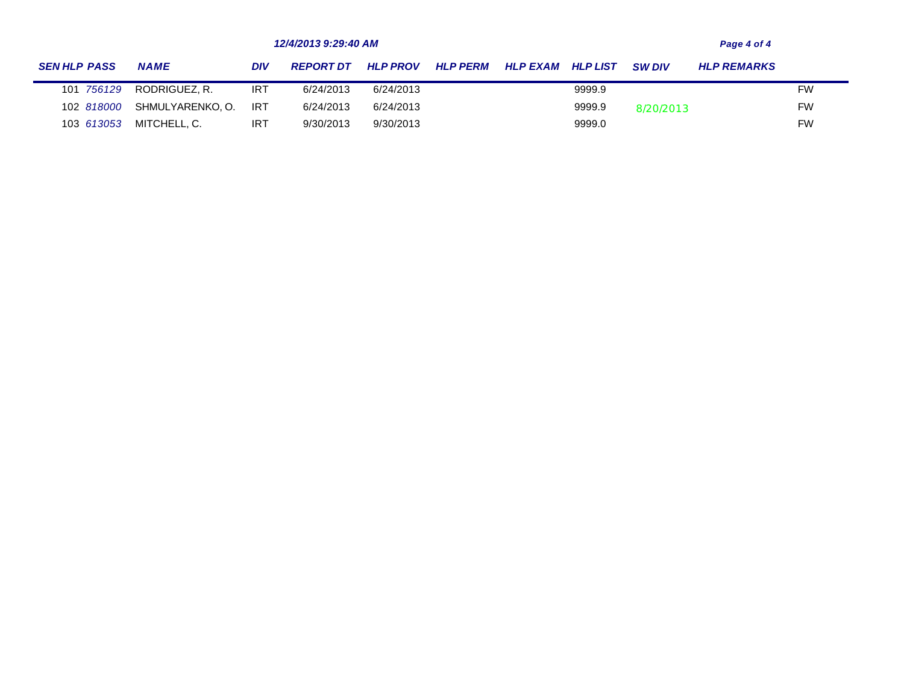| SEN | HLP PASS | NAME | DIV | REPORT DT | HLP PROV | HLP PERM | HLP EXAM | HLP LIST | SW DIV | HLP REMARKS | |
|---|---|---|---|---|---|---|---|---|---|---|---|
| 101 | *756129* | RODRIGUEZ, R. | IRT | 6/24/2013 | 6/24/2013 | | | 9999.9 | | | FW |
| 102 | *818000* | SHMULYARENKO, O. | IRT | 6/24/2013 | 6/24/2013 | | | 9999.9 | 8/20/2013 | | FW |
| 103 | *613053* | MITCHELL, C. | IRT | 9/30/2013 | 9/30/2013 | | | 9999.0 | | | FW |